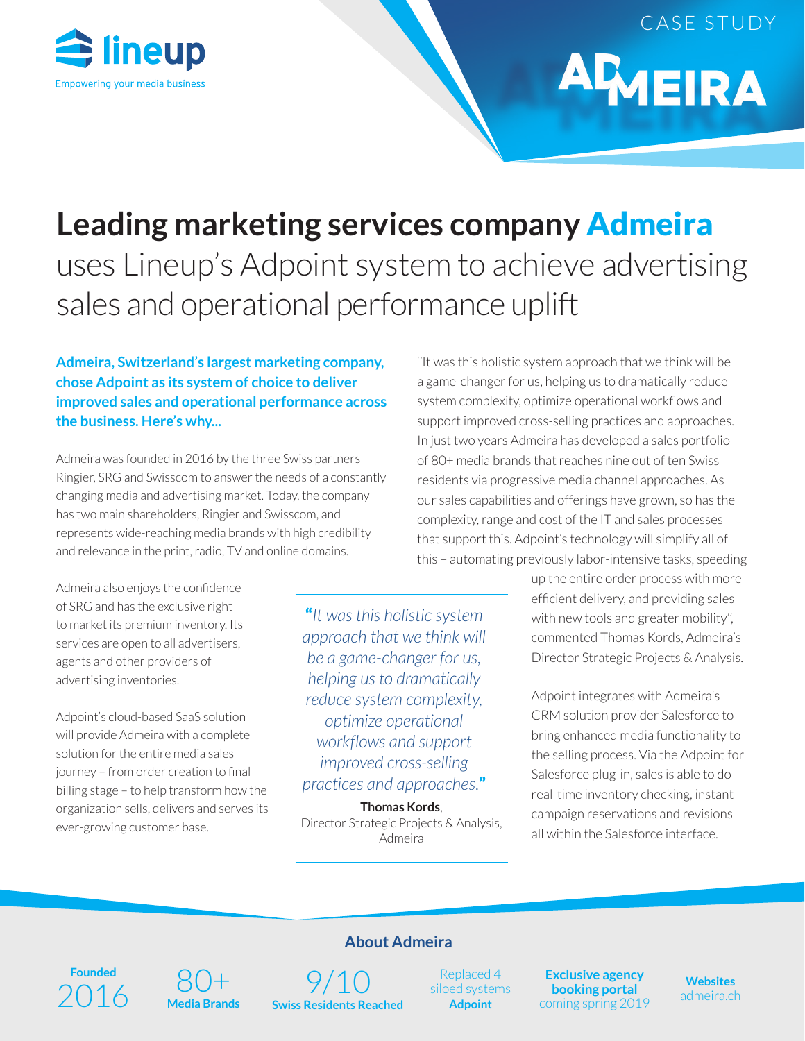lineup
Empowering your media business

CASE STUDY

ADMEIRA

# Leading marketing services company Admeira uses Lineup's Adpoint system to achieve advertising sales and operational performance uplift

**Admeira, Switzerland's largest marketing company, chose Adpoint as its system of choice to deliver improved sales and operational performance across the business. Here's why...**

Admeira was founded in 2016 by the three Swiss partners Ringier, SRG and Swisscom to answer the needs of a constantly changing media and advertising market. Today, the company has two main shareholders, Ringier and Swisscom, and represents wide-reaching media brands with high credibility and relevance in the print, radio, TV and online domains.

Admeira also enjoys the confidence of SRG and has the exclusive right to market its premium inventory. Its services are open to all advertisers, agents and other providers of advertising inventories.

Adpoint's cloud-based SaaS solution will provide Admeira with a complete solution for the entire media sales journey – from order creation to final billing stage – to help transform how the organization sells, delivers and serves its ever-growing customer base.

"It was this holistic system approach that we think will be a game-changer for us, helping us to dramatically reduce system complexity, optimize operational workflows and support improved cross-selling practices and approaches. In just two years Admeira has developed a sales portfolio of 80+ media brands that reaches nine out of ten Swiss residents via progressive media channel approaches. As our sales capabilities and offerings have grown, so has the complexity, range and cost of the IT and sales processes that support this. Adpoint's technology will simplify all of this – automating previously labor-intensive tasks, speeding up the entire order process with more efficient delivery, and providing sales with new tools and greater mobility", commented Thomas Kords, Admeira's Director Strategic Projects & Analysis.

> *"It was this holistic system approach that we think will be a game-changer for us, helping us to dramatically reduce system complexity, optimize operational workflows and support improved cross-selling practices and approaches."*
>
> **Thomas Kords**, Director Strategic Projects & Analysis, Admeira

Adpoint integrates with Admeira's CRM solution provider Salesforce to bring enhanced media functionality to the selling process. Via the Adpoint for Salesforce plug-in, sales is able to do real-time inventory checking, instant campaign reservations and revisions all within the Salesforce interface.

## About Admeira

- **Founded** 2016
- 80+ **Media Brands**
- 9/10 **Swiss Residents Reached**
- Replaced 4 siloed systems **Adpoint**
- **Exclusive agency booking portal** coming spring 2019
- **Websites** admeira.ch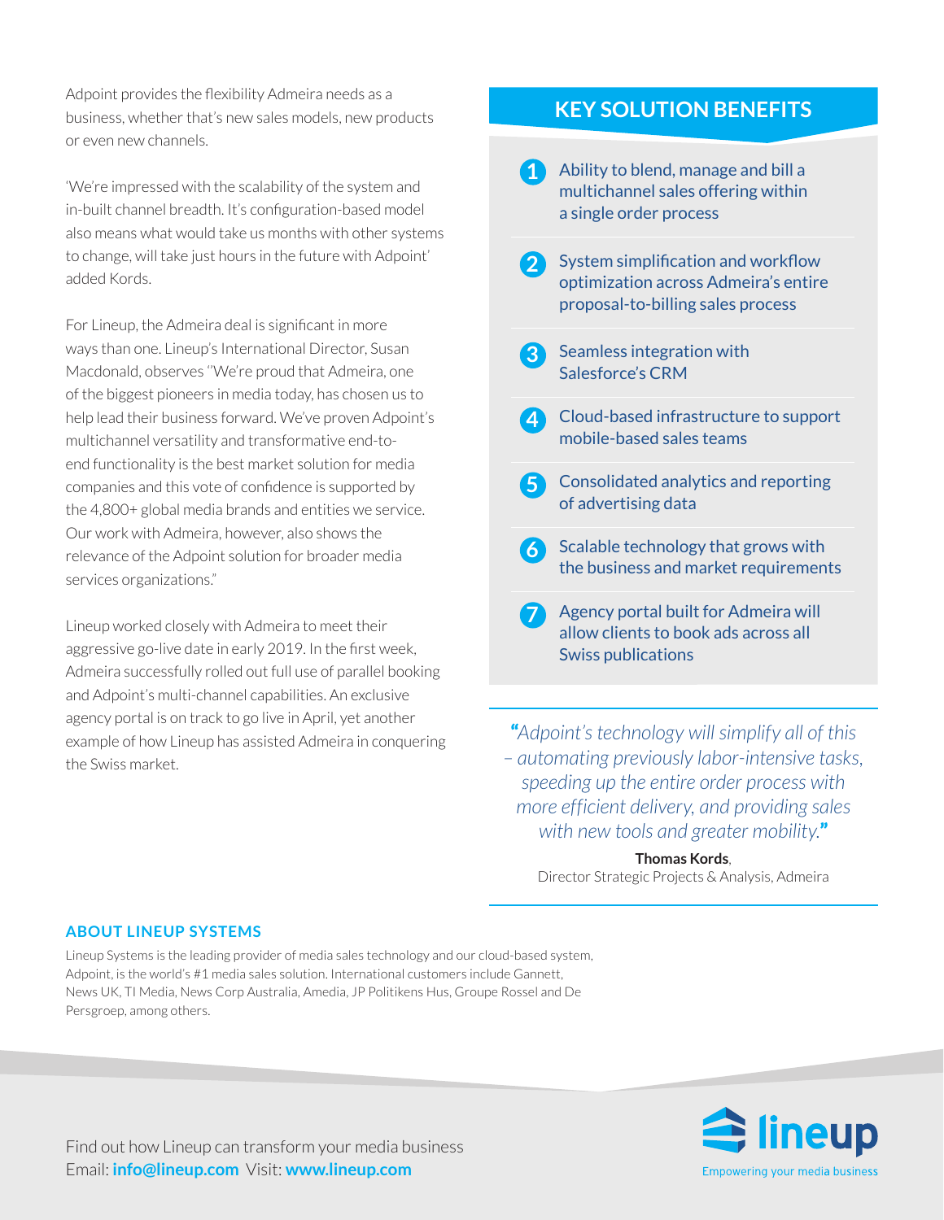Adpoint provides the flexibility Admeira needs as a business, whether that's new sales models, new products or even new channels.

'We're impressed with the scalability of the system and in-built channel breadth. It's configuration-based model also means what would take us months with other systems to change, will take just hours in the future with Adpoint' added Kords.

For Lineup, the Admeira deal is significant in more ways than one. Lineup's International Director, Susan Macdonald, observes ''We're proud that Admeira, one of the biggest pioneers in media today, has chosen us to help lead their business forward. We've proven Adpoint's multichannel versatility and transformative end-to-end functionality is the best market solution for media companies and this vote of confidence is supported by the 4,800+ global media brands and entities we service. Our work with Admeira, however, also shows the relevance of the Adpoint solution for broader media services organizations."

Lineup worked closely with Admeira to meet their aggressive go-live date in early 2019. In the first week, Admeira successfully rolled out full use of parallel booking and Adpoint's multi-channel capabilities. An exclusive agency portal is on track to go live in April, yet another example of how Lineup has assisted Admeira in conquering the Swiss market.

## KEY SOLUTION BENEFITS

1. Ability to blend, manage and bill a multichannel sales offering within a single order process
2. System simplification and workflow optimization across Admeira's entire proposal-to-billing sales process
3. Seamless integration with Salesforce's CRM
4. Cloud-based infrastructure to support mobile-based sales teams
5. Consolidated analytics and reporting of advertising data
6. Scalable technology that grows with the business and market requirements
7. Agency portal built for Admeira will allow clients to book ads across all Swiss publications

*"Adpoint's technology will simplify all of this – automating previously labor-intensive tasks, speeding up the entire order process with more efficient delivery, and providing sales with new tools and greater mobility."*

**Thomas Kords**,
Director Strategic Projects & Analysis, Admeira

### ABOUT LINEUP SYSTEMS

Lineup Systems is the leading provider of media sales technology and our cloud-based system, Adpoint, is the world's #1 media sales solution. International customers include Gannett, News UK, TI Media, News Corp Australia, Amedia, JP Politikens Hus, Groupe Rossel and De Persgroep, among others.

Find out how Lineup can transform your media business
Email: **info@lineup.com** Visit: **www.lineup.com**

lineup
Empowering your media business